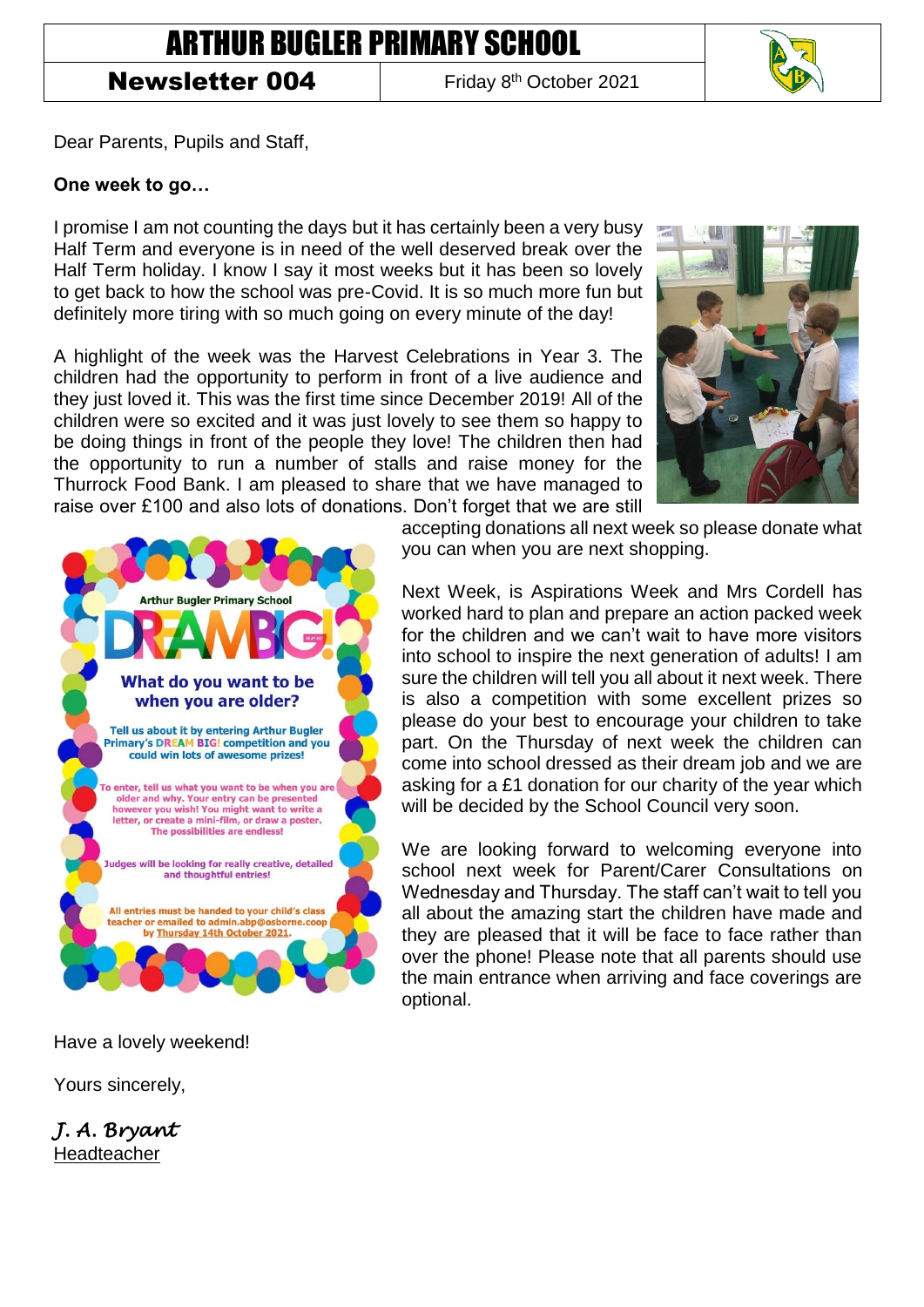# ARTHUR BUGLER PRIMARY SCHOOL

**Newsletter 004** | Friday 8th October 2021

Dear Parents, Pupils and Staff,

**One week to go…**

I promise I am not counting the days but it has certainly been a very busy Half Term and everyone is in need of the well deserved break over the Half Term holiday. I know I say it most weeks but it has been so lovely to get back to how the school was pre-Covid. It is so much more fun but definitely more tiring with so much going on every minute of the day!

A highlight of the week was the Harvest Celebrations in Year 3. The children had the opportunity to perform in front of a live audience and they just loved it. This was the first time since December 2019! All of the children were so excited and it was just lovely to see them so happy to be doing things in front of the people they love! The children then had the opportunity to run a number of stalls and raise money for the Thurrock Food Bank. I am pleased to share that we have managed to raise over £100 and also lots of donations. Don't forget that we are still accepting donations all next week so please donate what you can when you are next shopping.

Arthur Bugler Primary School

**DREAM BIG!**

**What do you want to be when you are older?**

Tell us about it by entering Arthur Bugler Primary's DREAM BIG! competition and you could win lots of awesome prizes!

To enter, tell us what you want to be when you are older and why. Your entry can be presented however you wish! You might want to write a letter, or create a mini-film, or draw a poster. The possibilities are endless!

Judges will be looking for really creative, detailed and thoughtful entries!

All entries must be handed to your child's class teacher or emailed to admin.abp@osborne.coop by Thursday 14th October 2021.

Next Week, is Aspirations Week and Mrs Cordell has worked hard to plan and prepare an action packed week for the children and we can't wait to have more visitors into school to inspire the next generation of adults! I am sure the children will tell you all about it next week. There is also a competition with some excellent prizes so please do your best to encourage your children to take part. On the Thursday of next week the children can come into school dressed as their dream job and we are asking for a £1 donation for our charity of the year which will be decided by the School Council very soon.

We are looking forward to welcoming everyone into school next week for Parent/Carer Consultations on Wednesday and Thursday. The staff can't wait to tell you all about the amazing start the children have made and they are pleased that it will be face to face rather than over the phone! Please note that all parents should use the main entrance when arriving and face coverings are optional.

Have a lovely weekend!

Yours sincerely,

*J. A. Bryant*

Headteacher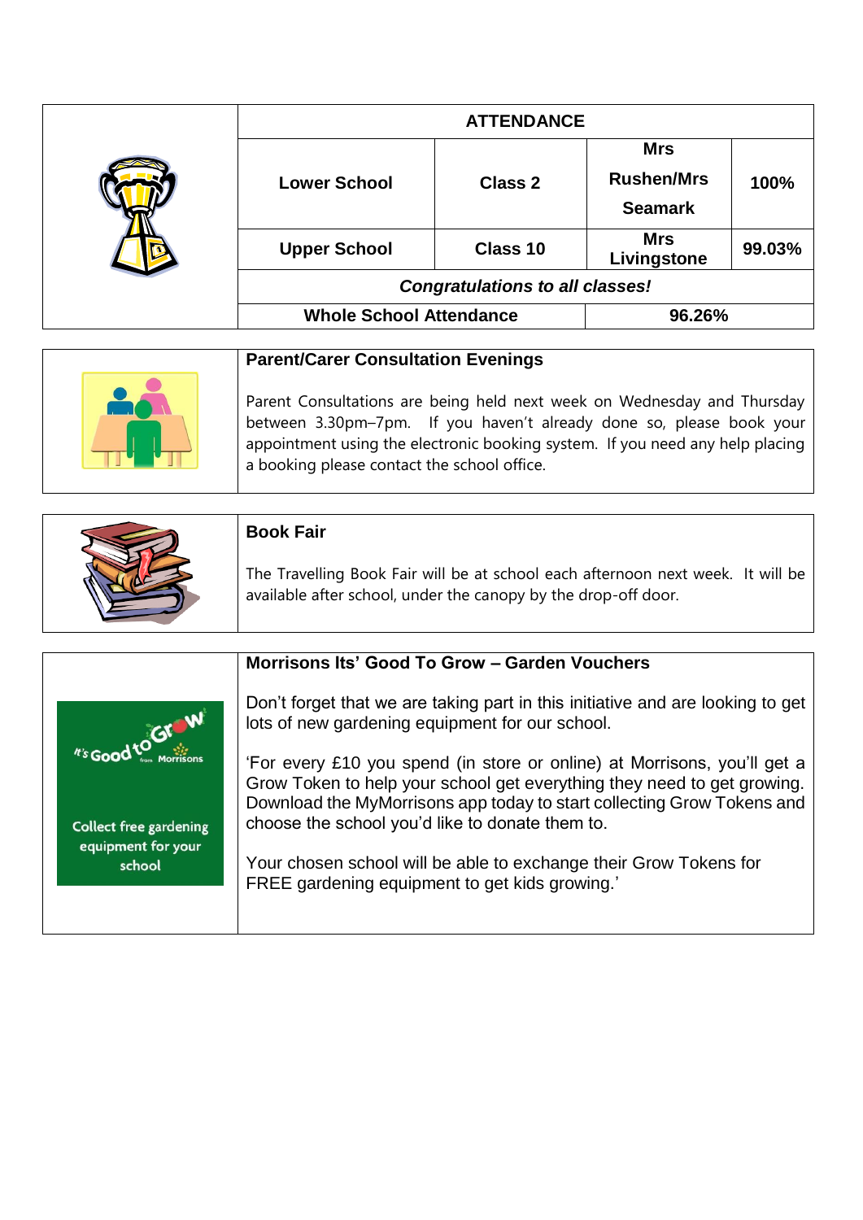| ATTENDANCE | | | |
|---|---|---|---|
| Lower School | Class 2 | Mrs Rushen/Mrs Seamark | 100% |
| Upper School | Class 10 | Mrs Livingstone | 99.03% |
| *Congratulations to all classes!* | | | |
| Whole School Attendance | | 96.26% | |

### Parent/Carer Consultation Evenings

Parent Consultations are being held next week on Wednesday and Thursday between 3.30pm–7pm. If you haven't already done so, please book your appointment using the electronic booking system. If you need any help placing a booking please contact the school office.

### Book Fair

The Travelling Book Fair will be at school each afternoon next week. It will be available after school, under the canopy by the drop-off door.

### Morrisons Its' Good To Grow – Garden Vouchers

Don't forget that we are taking part in this initiative and are looking to get lots of new gardening equipment for our school.

'For every £10 you spend (in store or online) at Morrisons, you'll get a Grow Token to help your school get everything they need to get growing. Download the MyMorrisons app today to start collecting Grow Tokens and choose the school you'd like to donate them to.

Your chosen school will be able to exchange their Grow Tokens for FREE gardening equipment to get kids growing.'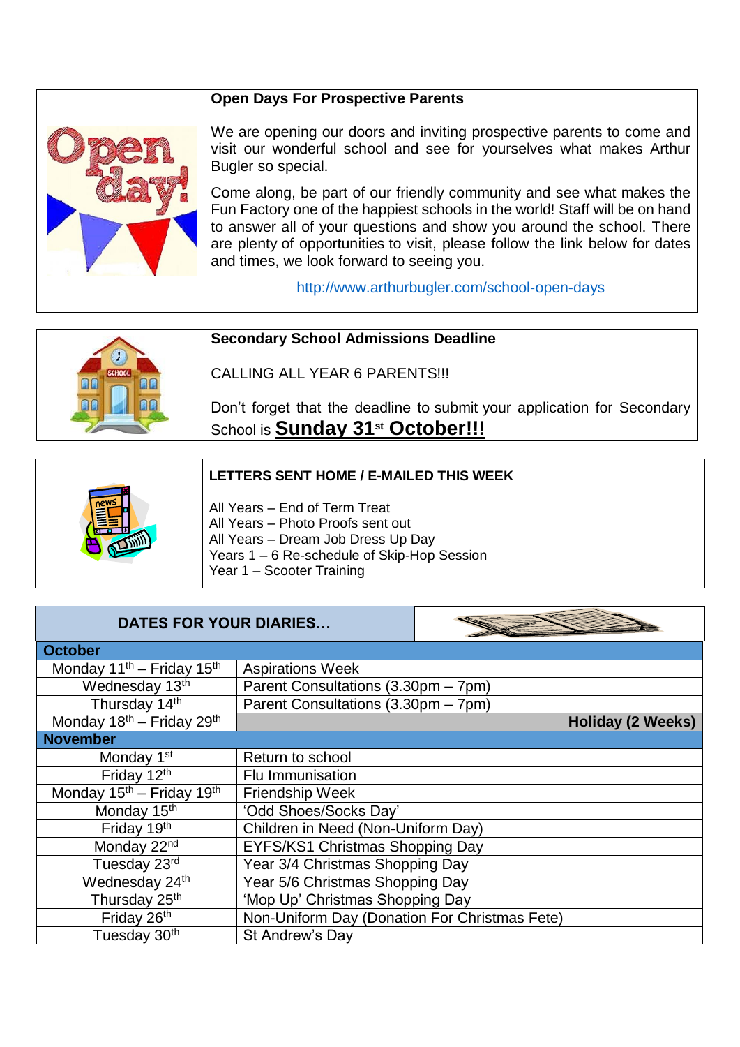## Open Days For Prospective Parents

We are opening our doors and inviting prospective parents to come and visit our wonderful school and see for yourselves what makes Arthur Bugler so special.

Come along, be part of our friendly community and see what makes the Fun Factory one of the happiest schools in the world! Staff will be on hand to answer all of your questions and show you around the school. There are plenty of opportunities to visit, please follow the link below for dates and times, we look forward to seeing you.

http://www.arthurbugler.com/school-open-days

## Secondary School Admissions Deadline

CALLING ALL YEAR 6 PARENTS!!!

Don't forget that the deadline to submit your application for Secondary School is **Sunday 31st October!!!**

## LETTERS SENT HOME / E-MAILED THIS WEEK

All Years – End of Term Treat
All Years – Photo Proofs sent out
All Years – Dream Job Dress Up Day
Years 1 – 6 Re-schedule of Skip-Hop Session
Year 1 – Scooter Training

## DATES FOR YOUR DIARIES…

| | |
|---|---|
| **October** | |
| Monday 11th – Friday 15th | Aspirations Week |
| Wednesday 13th | Parent Consultations (3.30pm – 7pm) |
| Thursday 14th | Parent Consultations (3.30pm – 7pm) |
| Monday 18th – Friday 29th | **Holiday (2 Weeks)** |
| **November** | |
| Monday 1st | Return to school |
| Friday 12th | Flu Immunisation |
| Monday 15th – Friday 19th | Friendship Week |
| Monday 15th | 'Odd Shoes/Socks Day' |
| Friday 19th | Children in Need (Non-Uniform Day) |
| Monday 22nd | EYFS/KS1 Christmas Shopping Day |
| Tuesday 23rd | Year 3/4 Christmas Shopping Day |
| Wednesday 24th | Year 5/6 Christmas Shopping Day |
| Thursday 25th | 'Mop Up' Christmas Shopping Day |
| Friday 26th | Non-Uniform Day (Donation For Christmas Fete) |
| Tuesday 30th | St Andrew's Day |